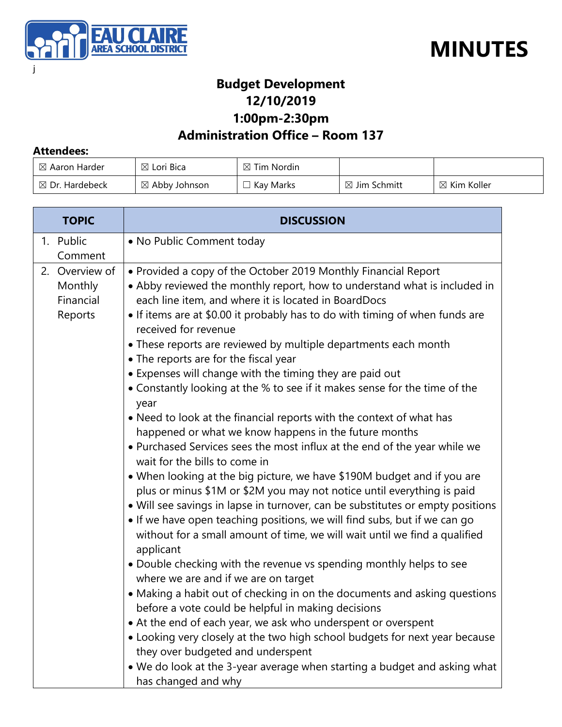# MINUTES

j

## Budget Development
## 12/10/2019
## 1:00pm-2:30pm
## Administration Office – Room 137

**Attendees:**

| | | | | |
|---|---|---|---|---|
| ☒ Aaron Harder | ☒ Lori Bica | ☒ Tim Nordin | | |
| ☒ Dr. Hardebeck | ☒ Abby Johnson | ☐ Kay Marks | ☒ Jim Schmitt | ☒ Kim Koller |

| TOPIC | DISCUSSION |
|---|---|
| 1. Public Comment | • No Public Comment today |
| 2. Overview of Monthly Financial Reports | • Provided a copy of the October 2019 Monthly Financial Report<br>• Abby reviewed the monthly report, how to understand what is included in each line item, and where it is located in BoardDocs<br>• If items are at $0.00 it probably has to do with timing of when funds are received for revenue<br>• These reports are reviewed by multiple departments each month<br>• The reports are for the fiscal year<br>• Expenses will change with the timing they are paid out<br>• Constantly looking at the % to see if it makes sense for the time of the year<br>• Need to look at the financial reports with the context of what has happened or what we know happens in the future months<br>• Purchased Services sees the most influx at the end of the year while we wait for the bills to come in<br>• When looking at the big picture, we have $190M budget and if you are plus or minus $1M or $2M you may not notice until everything is paid<br>• Will see savings in lapse in turnover, can be substitutes or empty positions<br>• If we have open teaching positions, we will find subs, but if we can go without for a small amount of time, we will wait until we find a qualified applicant<br>• Double checking with the revenue vs spending monthly helps to see where we are and if we are on target<br>• Making a habit out of checking in on the documents and asking questions before a vote could be helpful in making decisions<br>• At the end of each year, we ask who underspent or overspent<br>• Looking very closely at the two high school budgets for next year because they over budgeted and underspent<br>• We do look at the 3-year average when starting a budget and asking what has changed and why |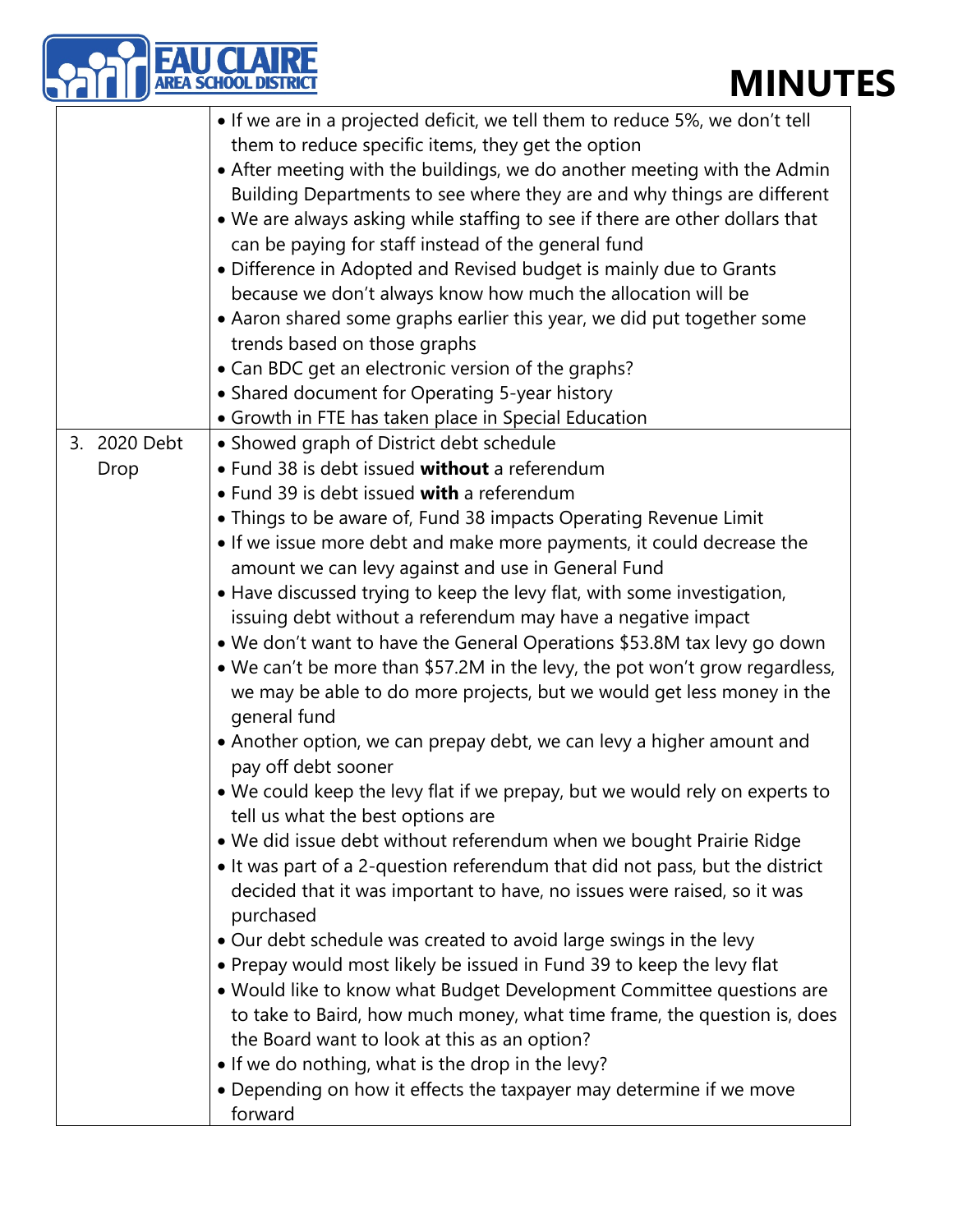| | |
|---|---|
| | • If we are in a projected deficit, we tell them to reduce 5%, we don't tell them to reduce specific items, they get the option<br>• After meeting with the buildings, we do another meeting with the Admin Building Departments to see where they are and why things are different<br>• We are always asking while staffing to see if there are other dollars that can be paying for staff instead of the general fund<br>• Difference in Adopted and Revised budget is mainly due to Grants because we don't always know how much the allocation will be<br>• Aaron shared some graphs earlier this year, we did put together some trends based on those graphs<br>• Can BDC get an electronic version of the graphs?<br>• Shared document for Operating 5-year history<br>• Growth in FTE has taken place in Special Education |
| 3. 2020 Debt Drop | • Showed graph of District debt schedule<br>• Fund 38 is debt issued **without** a referendum<br>• Fund 39 is debt issued **with** a referendum<br>• Things to be aware of, Fund 38 impacts Operating Revenue Limit<br>• If we issue more debt and make more payments, it could decrease the amount we can levy against and use in General Fund<br>• Have discussed trying to keep the levy flat, with some investigation, issuing debt without a referendum may have a negative impact<br>• We don't want to have the General Operations $53.8M tax levy go down<br>• We can't be more than $57.2M in the levy, the pot won't grow regardless, we may be able to do more projects, but we would get less money in the general fund<br>• Another option, we can prepay debt, we can levy a higher amount and pay off debt sooner<br>• We could keep the levy flat if we prepay, but we would rely on experts to tell us what the best options are<br>• We did issue debt without referendum when we bought Prairie Ridge<br>• It was part of a 2-question referendum that did not pass, but the district decided that it was important to have, no issues were raised, so it was purchased<br>• Our debt schedule was created to avoid large swings in the levy<br>• Prepay would most likely be issued in Fund 39 to keep the levy flat<br>• Would like to know what Budget Development Committee questions are to take to Baird, how much money, what time frame, the question is, does the Board want to look at this as an option?<br>• If we do nothing, what is the drop in the levy?<br>• Depending on how it effects the taxpayer may determine if we move forward |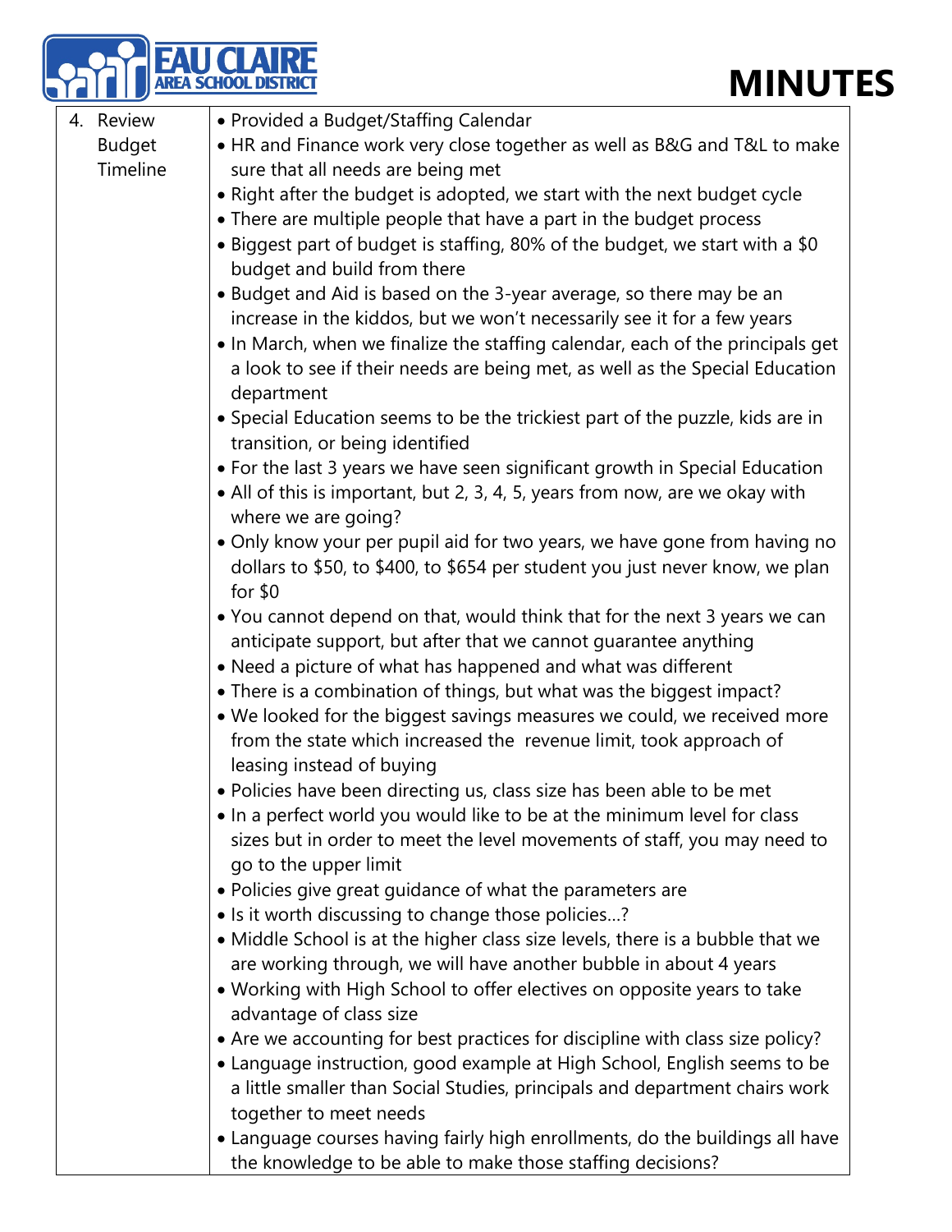| | |
|---|---|
| 4. Review Budget Timeline | • Provided a Budget/Staffing Calendar<br>• HR and Finance work very close together as well as B&G and T&L to make sure that all needs are being met<br>• Right after the budget is adopted, we start with the next budget cycle<br>• There are multiple people that have a part in the budget process<br>• Biggest part of budget is staffing, 80% of the budget, we start with a $0 budget and build from there<br>• Budget and Aid is based on the 3-year average, so there may be an increase in the kiddos, but we won't necessarily see it for a few years<br>• In March, when we finalize the staffing calendar, each of the principals get a look to see if their needs are being met, as well as the Special Education department<br>• Special Education seems to be the trickiest part of the puzzle, kids are in transition, or being identified<br>• For the last 3 years we have seen significant growth in Special Education<br>• All of this is important, but 2, 3, 4, 5, years from now, are we okay with where we are going?<br>• Only know your per pupil aid for two years, we have gone from having no dollars to $50, to $400, to $654 per student you just never know, we plan for $0<br>• You cannot depend on that, would think that for the next 3 years we can anticipate support, but after that we cannot guarantee anything<br>• Need a picture of what has happened and what was different<br>• There is a combination of things, but what was the biggest impact?<br>• We looked for the biggest savings measures we could, we received more from the state which increased the revenue limit, took approach of leasing instead of buying<br>• Policies have been directing us, class size has been able to be met<br>• In a perfect world you would like to be at the minimum level for class sizes but in order to meet the level movements of staff, you may need to go to the upper limit<br>• Policies give great guidance of what the parameters are<br>• Is it worth discussing to change those policies…?<br>• Middle School is at the higher class size levels, there is a bubble that we are working through, we will have another bubble in about 4 years<br>• Working with High School to offer electives on opposite years to take advantage of class size<br>• Are we accounting for best practices for discipline with class size policy?<br>• Language instruction, good example at High School, English seems to be a little smaller than Social Studies, principals and department chairs work together to meet needs<br>• Language courses having fairly high enrollments, do the buildings all have the knowledge to be able to make those staffing decisions? |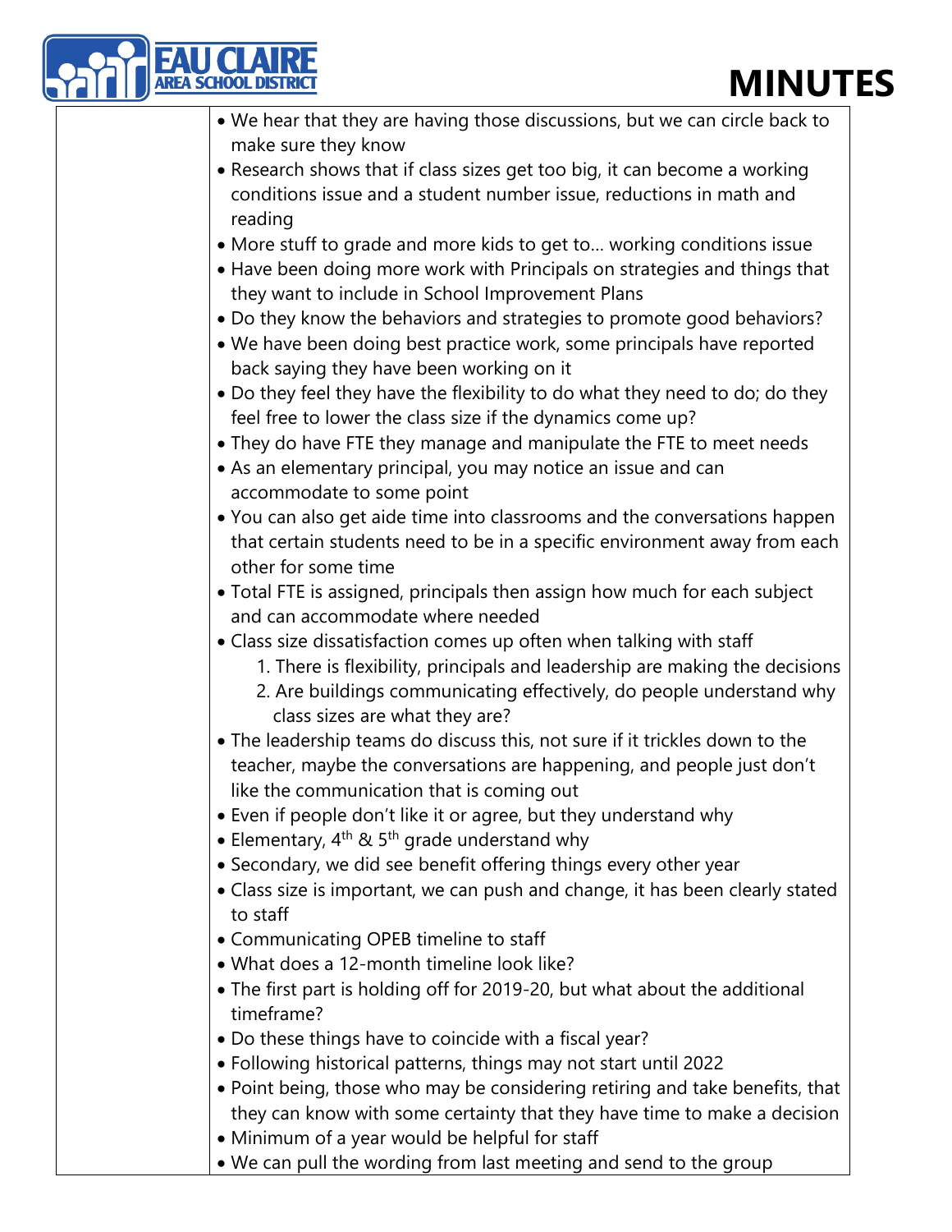|  |  |
|---|---|
|  | • We hear that they are having those discussions, but we can circle back to make sure they know<br>• Research shows that if class sizes get too big, it can become a working conditions issue and a student number issue, reductions in math and reading<br>• More stuff to grade and more kids to get to… working conditions issue<br>• Have been doing more work with Principals on strategies and things that they want to include in School Improvement Plans<br>• Do they know the behaviors and strategies to promote good behaviors?<br>• We have been doing best practice work, some principals have reported back saying they have been working on it<br>• Do they feel they have the flexibility to do what they need to do; do they feel free to lower the class size if the dynamics come up?<br>• They do have FTE they manage and manipulate the FTE to meet needs<br>• As an elementary principal, you may notice an issue and can accommodate to some point<br>• You can also get aide time into classrooms and the conversations happen that certain students need to be in a specific environment away from each other for some time<br>• Total FTE is assigned, principals then assign how much for each subject and can accommodate where needed<br>• Class size dissatisfaction comes up often when talking with staff<br>&nbsp;&nbsp;&nbsp;1. There is flexibility, principals and leadership are making the decisions<br>&nbsp;&nbsp;&nbsp;2. Are buildings communicating effectively, do people understand why class sizes are what they are?<br>• The leadership teams do discuss this, not sure if it trickles down to the teacher, maybe the conversations are happening, and people just don't like the communication that is coming out<br>• Even if people don't like it or agree, but they understand why<br>• Elementary, 4th & 5th grade understand why<br>• Secondary, we did see benefit offering things every other year<br>• Class size is important, we can push and change, it has been clearly stated to staff<br>• Communicating OPEB timeline to staff<br>• What does a 12-month timeline look like?<br>• The first part is holding off for 2019-20, but what about the additional timeframe?<br>• Do these things have to coincide with a fiscal year?<br>• Following historical patterns, things may not start until 2022<br>• Point being, those who may be considering retiring and take benefits, that they can know with some certainty that they have time to make a decision<br>• Minimum of a year would be helpful for staff<br>• We can pull the wording from last meeting and send to the group |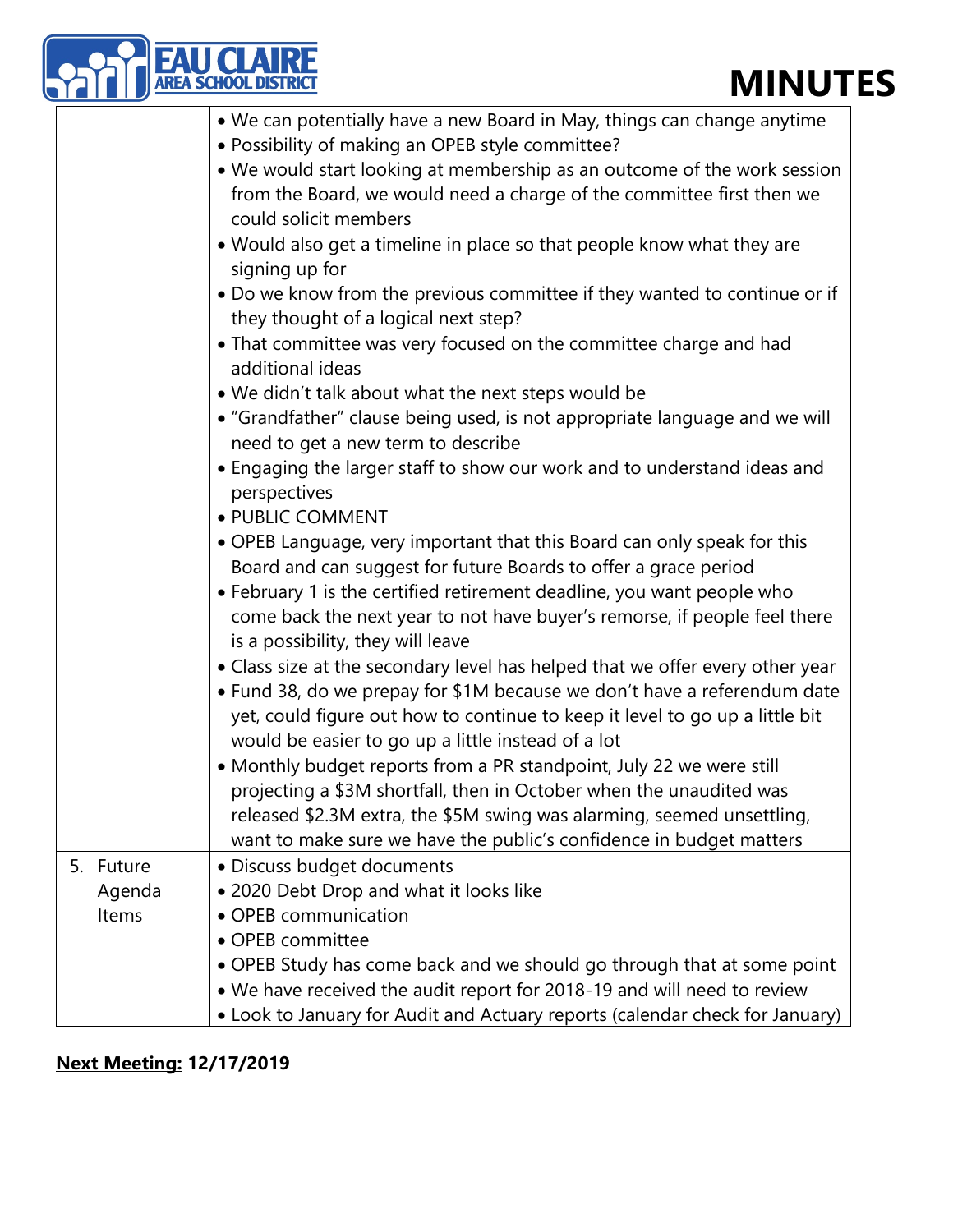| | |
|---|---|
| | • We can potentially have a new Board in May, things can change anytime<br>• Possibility of making an OPEB style committee?<br>• We would start looking at membership as an outcome of the work session from the Board, we would need a charge of the committee first then we could solicit members<br>• Would also get a timeline in place so that people know what they are signing up for<br>• Do we know from the previous committee if they wanted to continue or if they thought of a logical next step?<br>• That committee was very focused on the committee charge and had additional ideas<br>• We didn't talk about what the next steps would be<br>• "Grandfather" clause being used, is not appropriate language and we will need to get a new term to describe<br>• Engaging the larger staff to show our work and to understand ideas and perspectives<br>• PUBLIC COMMENT<br>• OPEB Language, very important that this Board can only speak for this Board and can suggest for future Boards to offer a grace period<br>• February 1 is the certified retirement deadline, you want people who come back the next year to not have buyer's remorse, if people feel there is a possibility, they will leave<br>• Class size at the secondary level has helped that we offer every other year<br>• Fund 38, do we prepay for $1M because we don't have a referendum date yet, could figure out how to continue to keep it level to go up a little bit would be easier to go up a little instead of a lot<br>• Monthly budget reports from a PR standpoint, July 22 we were still projecting a $3M shortfall, then in October when the unaudited was released $2.3M extra, the $5M swing was alarming, seemed unsettling, want to make sure we have the public's confidence in budget matters |
| 5. Future Agenda Items | • Discuss budget documents<br>• 2020 Debt Drop and what it looks like<br>• OPEB communication<br>• OPEB committee<br>• OPEB Study has come back and we should go through that at some point<br>• We have received the audit report for 2018-19 and will need to review<br>• Look to January for Audit and Actuary reports (calendar check for January) |

**Next Meeting: 12/17/2019**